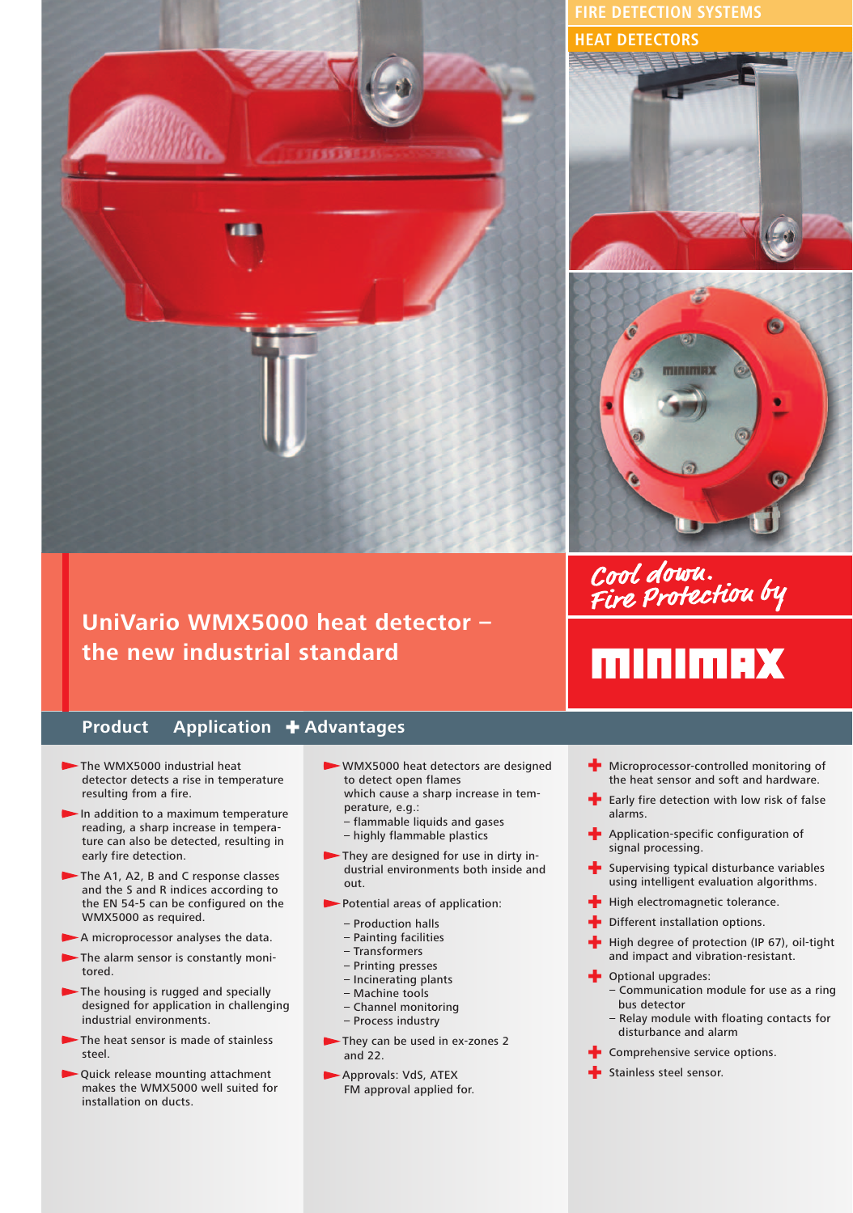FIRE DETECTION SYSTEMS

HEAT DETECTORS

# UniVario WMX5000 heat detector – the new industrial standard

*Cool down. Fire Protection by*

**MINIMAX**

## Product

- The WMX5000 industrial heat detector detects a rise in temperature resulting from a fire.
- In addition to a maximum temperature reading, a sharp increase in temperature can also be detected, resulting in early fire detection.
- The A1, A2, B and C response classes and the S and R indices according to the EN 54-5 can be configured on the WMX5000 as required.
- A microprocessor analyses the data.
- The alarm sensor is constantly monitored.
- The housing is rugged and specially designed for application in challenging industrial environments.
- The heat sensor is made of stainless steel.
- Quick release mounting attachment makes the WMX5000 well suited for installation on ducts.

## Application

- WMX5000 heat detectors are designed to detect open flames which cause a sharp increase in temperature, e.g.:
  - flammable liquids and gases
  - highly flammable plastics
- They are designed for use in dirty industrial environments both inside and out.
- Potential areas of application:
  - Production halls
  - Painting facilities
  - Transformers
  - Printing presses
  - Incinerating plants
  - Machine tools
  - Channel monitoring
  - Process industry
- They can be used in ex-zones 2 and 22.
- Approvals: VdS, ATEX FM approval applied for.

## + Advantages

- Microprocessor-controlled monitoring of the heat sensor and soft and hardware.
- Early fire detection with low risk of false alarms.
- Application-specific configuration of signal processing.
- Supervising typical disturbance variables using intelligent evaluation algorithms.
- High electromagnetic tolerance.
- Different installation options.
- High degree of protection (IP 67), oil-tight and impact and vibration-resistant.
- Optional upgrades:
  - Communication module for use as a ring bus detector
  - Relay module with floating contacts for disturbance and alarm
- Comprehensive service options.
- Stainless steel sensor.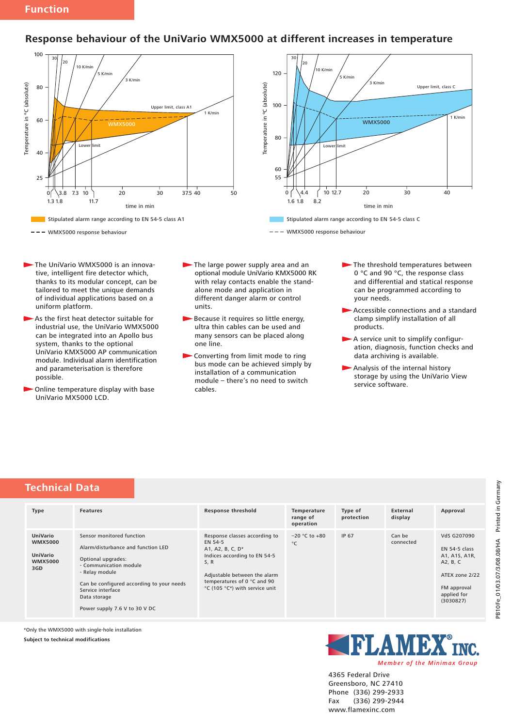## Function

### Response behaviour of the UniVario WMX5000 at different increases in temperature

100
80
60
40
25
Temperature in °C (absolute)
30
20
10 K/min
5 K/min
3 K/min
Upper limit, class A1
1 K/min
WMX5000
Lower limit
0
1.3
1.8
3.8
7.3
10
11.7
20
30
37.5
40
50
time in min

Stipulated alarm range according to EN 54-5 class A1

WMX5000 response behaviour

120
100
80
60
55
Temperature in °C (absolute)
30
20
10 K/min
5 K/min
3 K/min
Upper limit, class C
1 K/min
WMX5000
Lower limit
0
1.6
1.8
4.4
8.2
10
12.7
20
30
40
time in min

Stipulated alarm range according to EN 54-5 class C

WMX5000 response behaviour

- The UniVario WMX5000 is an innovative, intelligent fire detector which, thanks to its modular concept, can be tailored to meet the unique demands of individual applications based on a uniform platform.
- As the first heat detector suitable for industrial use, the UniVario WMX5000 can be integrated into an Apollo bus system, thanks to the optional UniVario KMX5000 AP communication module. Individual alarm identification and parameterisation is therefore possible.
- Online temperature display with base UniVario MX5000 LCD.
- The large power supply area and an optional module UniVario KMX5000 RK with relay contacts enable the stand-alone mode and application in different danger alarm or control units.
- Because it requires so little energy, ultra thin cables can be used and many sensors can be placed along one line.
- Converting from limit mode to ring bus mode can be achieved simply by installation of a communication module – there's no need to switch cables.
- The threshold temperatures between 0 °C and 90 °C, the response class and differential and statical response can be programmed according to your needs.
- Accessible connections and a standard clamp simplify installation of all products.
- A service unit to simplify configuration, diagnosis, function checks and data archiving is available.
- Analysis of the internal history storage by using the UniVario View service software.

## Technical Data

| Type | Features | Response threshold | Temperature range of operation | Type of protection | External display | Approval |
|---|---|---|---|---|---|---|
| **UniVario WMX5000**<br><br>**UniVario WMX5000 3GD** | Sensor monitored function<br><br>Alarm/disturbance and function LED<br><br>Optional upgrades:<br>- Communication module<br>- Relay module<br><br>Can be configured according to your needs<br>Service interface<br>Data storage<br><br>Power supply 7.6 V to 30 V DC | Response classes according to EN 54-5<br>A1, A2, B, C, D*<br>Indices according to EN 54-5<br>S, R<br><br>Adjustable between the alarm temperatures of 0 °C and 90 °C (105 °C*) with service unit | −20 °C to +80 °C | IP 67 | Can be connected | VdS G207090<br><br>EN 54-5 class A1, A1S, A1R, A2, B, C<br><br>ATEX zone 2/22<br><br>FM approval applied for (3030827) |

*Only the WMX5000 with single-hole installation

**Subject to technical modifications**

FLAMEX® INC.
*Member of the Minimax Group*

4365 Federal Drive
Greensboro, NC 27410
Phone (336) 299-2933
Fax (336) 299-2944
www.flamexinc.com

PB10Fe_01/03.07/3/08.08/HA Printed in Germany